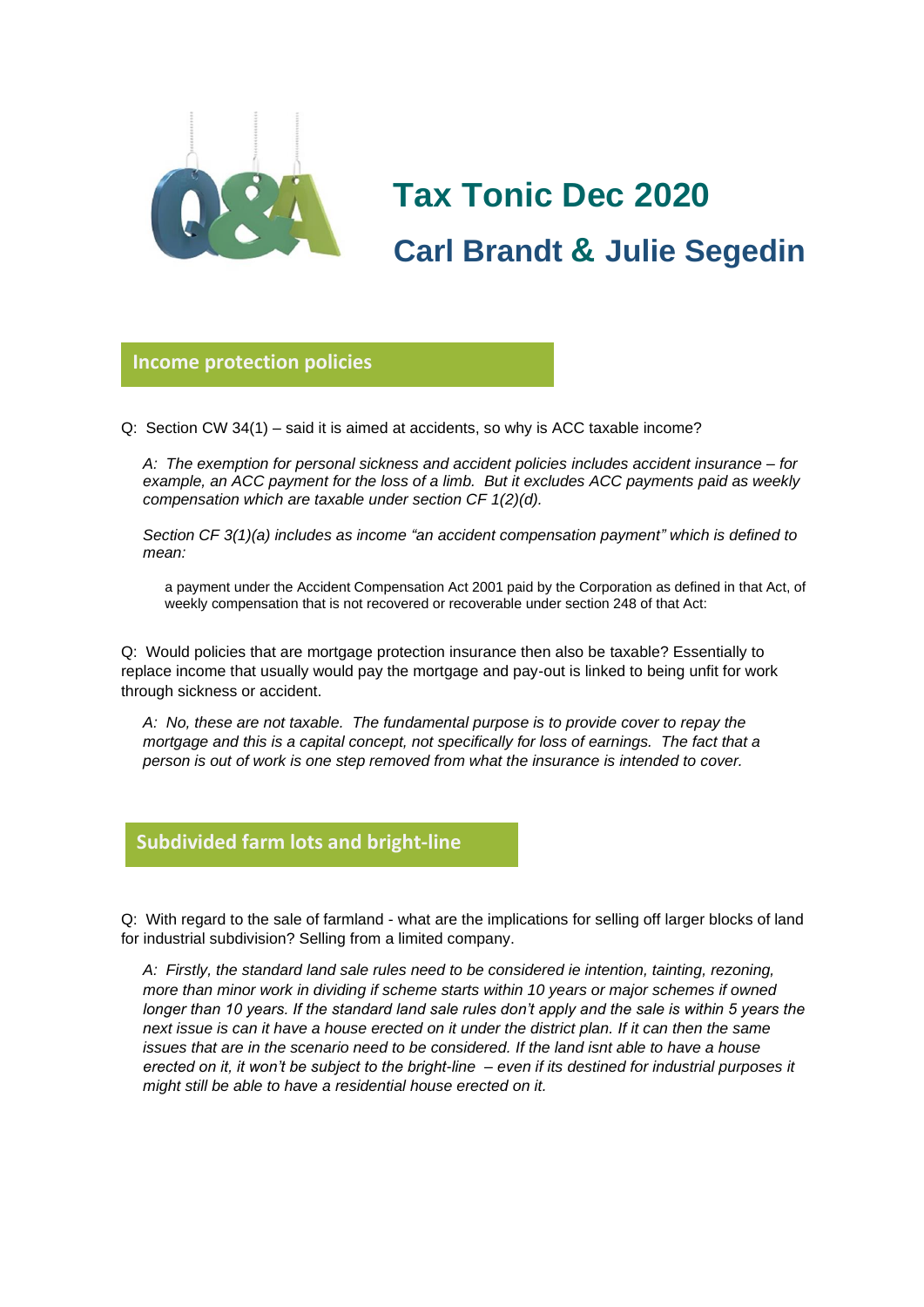# Tax Tonic Dec 2020

## Carl Brandt & Julie Segedin

## Income protection policies

Q: Section CW 34(1) – said it is aimed at accidents, so why is ACC taxable income?

*A: The exemption for personal sickness and accident policies includes accident insurance – for example, an ACC payment for the loss of a limb. But it excludes ACC payments paid as weekly compensation which are taxable under section CF 1(2)(d).*

*Section CF 3(1)(a) includes as income "an accident compensation payment" which is defined to mean:*

> a payment under the Accident Compensation Act 2001 paid by the Corporation as defined in that Act, of weekly compensation that is not recovered or recoverable under section 248 of that Act:

Q: Would policies that are mortgage protection insurance then also be taxable? Essentially to replace income that usually would pay the mortgage and pay-out is linked to being unfit for work through sickness or accident.

*A: No, these are not taxable. The fundamental purpose is to provide cover to repay the mortgage and this is a capital concept, not specifically for loss of earnings. The fact that a person is out of work is one step removed from what the insurance is intended to cover.*

## Subdivided farm lots and bright-line

Q: With regard to the sale of farmland - what are the implications for selling off larger blocks of land for industrial subdivision? Selling from a limited company.

*A: Firstly, the standard land sale rules need to be considered ie intention, tainting, rezoning, more than minor work in dividing if scheme starts within 10 years or major schemes if owned longer than 10 years. If the standard land sale rules don't apply and the sale is within 5 years the next issue is can it have a house erected on it under the district plan. If it can then the same issues that are in the scenario need to be considered. If the land isnt able to have a house erected on it, it won't be subject to the bright-line – even if its destined for industrial purposes it might still be able to have a residential house erected on it.*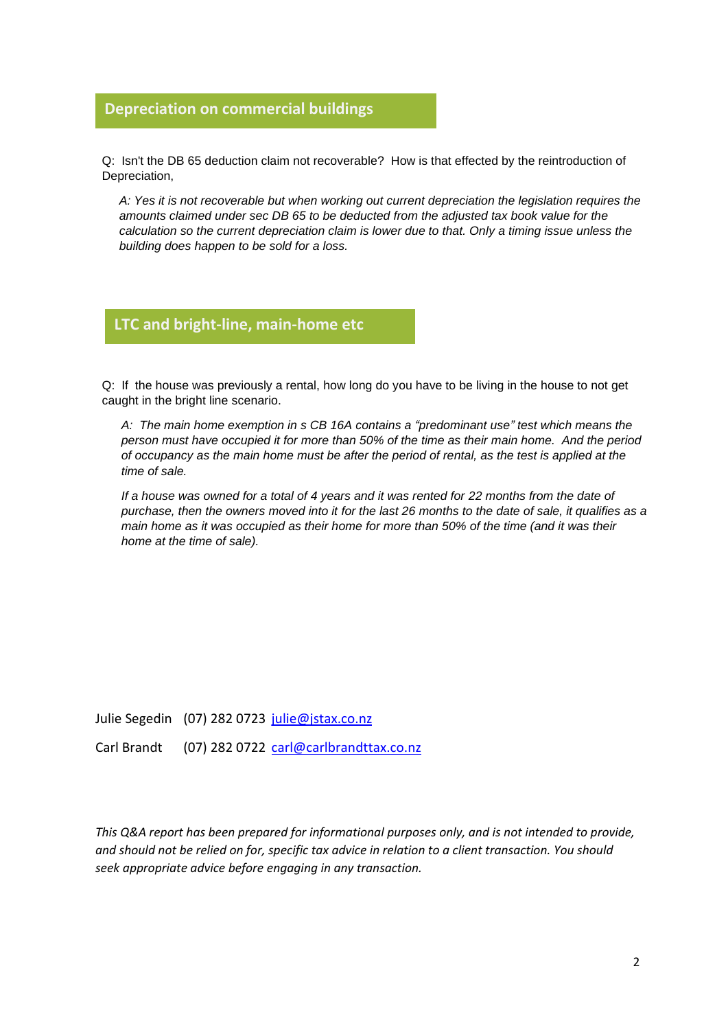## Depreciation on commercial buildings

Q: Isn't the DB 65 deduction claim not recoverable? How is that effected by the reintroduction of Depreciation,

*A: Yes it is not recoverable but when working out current depreciation the legislation requires the amounts claimed under sec DB 65 to be deducted from the adjusted tax book value for the calculation so the current depreciation claim is lower due to that. Only a timing issue unless the building does happen to be sold for a loss.*

## LTC and bright-line, main-home etc

Q: If the house was previously a rental, how long do you have to be living in the house to not get caught in the bright line scenario.

*A: The main home exemption in s CB 16A contains a "predominant use" test which means the person must have occupied it for more than 50% of the time as their main home. And the period of occupancy as the main home must be after the period of rental, as the test is applied at the time of sale.*

*If a house was owned for a total of 4 years and it was rented for 22 months from the date of purchase, then the owners moved into it for the last 26 months to the date of sale, it qualifies as a main home as it was occupied as their home for more than 50% of the time (and it was their home at the time of sale).*

Julie Segedin (07) 282 0723 julie@jstax.co.nz

Carl Brandt (07) 282 0722 carl@carlbrandttax.co.nz

*This Q&A report has been prepared for informational purposes only, and is not intended to provide, and should not be relied on for, specific tax advice in relation to a client transaction. You should seek appropriate advice before engaging in any transaction.*